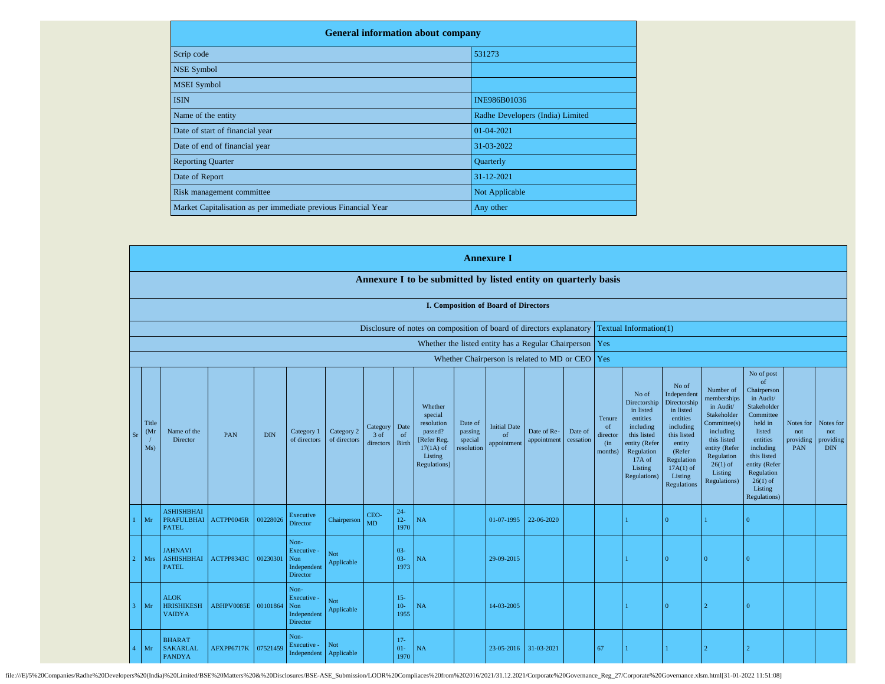## General information about company

| | |
|---|---|
| Scrip code | 531273 |
| NSE Symbol | |
| MSEI Symbol | |
| ISIN | INE986B01036 |
| Name of the entity | Radhe Developers (India) Limited |
| Date of start of financial year | 01-04-2021 |
| Date of end of financial year | 31-03-2022 |
| Reporting Quarter | Quarterly |
| Date of Report | 31-12-2021 |
| Risk management committee | Not Applicable |
| Market Capitalisation as per immediate previous Financial Year | Any other |

# Annexure I

## Annexure I to be submitted by listed entity on quarterly basis

### I. Composition of Board of Directors

| | |
|---|---|
| Disclosure of notes on composition of board of directors explanatory | Textual Information(1) |
| Whether the listed entity has a Regular Chairperson | Yes |
| Whether Chairperson is related to MD or CEO | Yes |

| Sr | Title (Mr / Ms) | Name of the Director | PAN | DIN | Category 1 of directors | Category 2 of directors | Category 3 of directors | Date of Birth | Whether special resolution passed? [Refer Reg. 17(1A) of Listing Regulations] | Date of passing special resolution | Initial Date of appointment | Date of Re-appointment | Date of cessation | Tenure of director (in months) | No of Directorship in listed entities including this listed entity (Refer Regulation 17A of Listing Regulations) | No of Independent Directorship in listed entities including this listed entity (Refer Regulation 17A(1) of Listing Regulations | Number of memberships in Audit/ Stakeholder Committee(s) including this listed entity (Refer Regulation 26(1) of Listing Regulations) | No of post of Chairperson in Audit/ Stakeholder Committee held in listed entities including this listed entity (Refer Regulation 26(1) of Listing Regulations) | Notes for not providing PAN | Notes for not providing DIN |
|---|---|---|---|---|---|---|---|---|---|---|---|---|---|---|---|---|---|---|---|---|
| 1 | Mr | ASHISHBHAI PRAFULBHAI PATEL | ACTPP0045R | 00228026 | Executive Director | Chairperson | CEO-MD | 24-12-1970 | NA | | 01-07-1995 | 22-06-2020 | | | 1 | 0 | 1 | 0 | | |
| 2 | Mrs | JAHNAVI ASHISHBHAI PATEL | ACTPP8343C | 00230301 | Non-Executive - Non Independent Director | Not Applicable | | 03-03-1973 | NA | | 29-09-2015 | | | | 1 | 0 | 0 | 0 | | |
| 3 | Mr | ALOK HRISHIKESH VAIDYA | ABHPV0085E | 00101864 | Non-Executive - Non Independent Director | Not Applicable | | 15-10-1955 | NA | | 14-03-2005 | | | | 1 | 0 | 2 | 0 | | |
| 4 | Mr | BHARAT SAKARLAL PANDYA | AFXPP6717K | 07521459 | Non-Executive - Independent | Not Applicable | | 17-01-1970 | NA | | 23-05-2016 | 31-03-2021 | | 67 | 1 | 1 | 2 | 2 | | |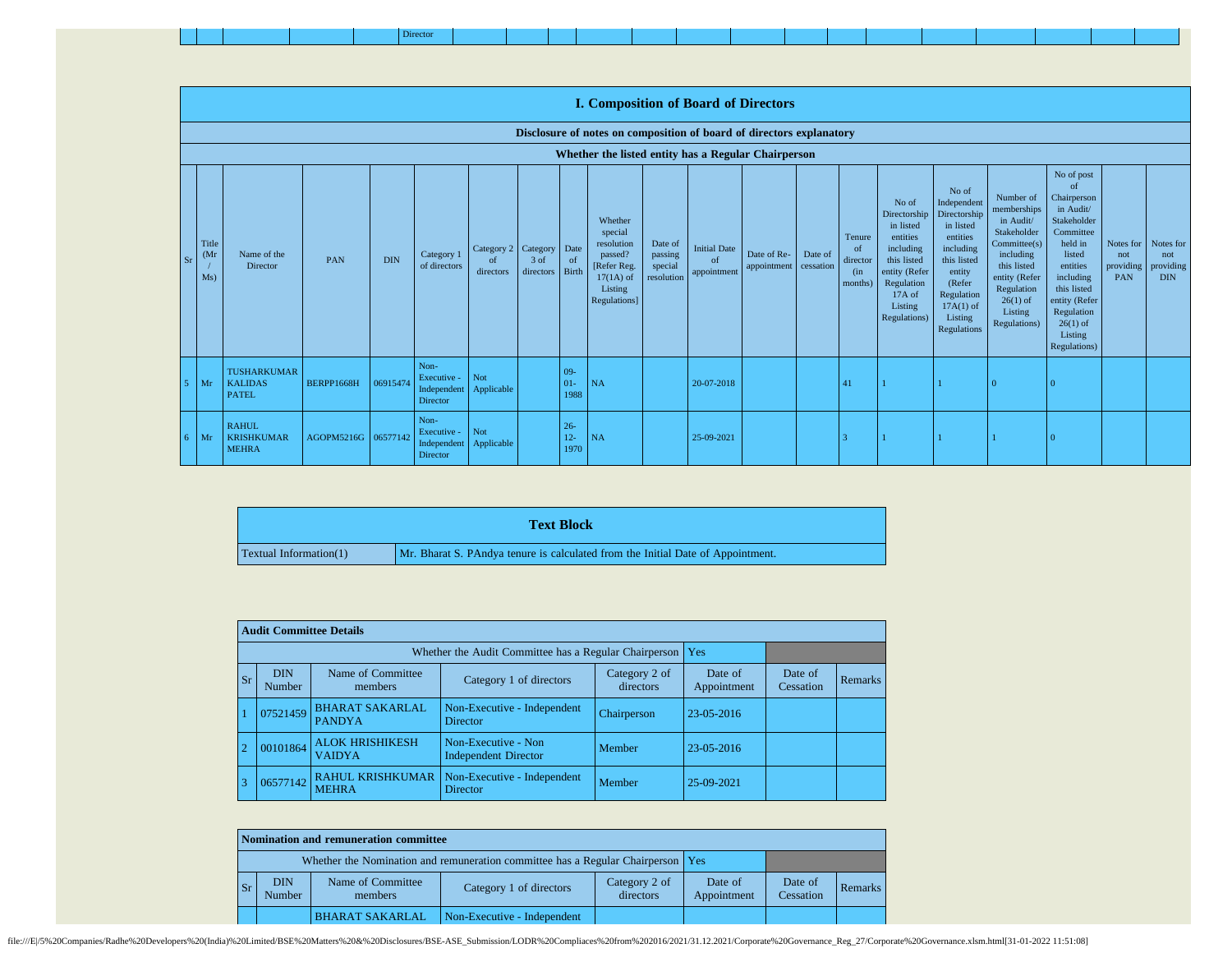## I. Composition of Board of Directors

**Disclosure of notes on composition of board of directors explanatory**

**Whether the listed entity has a Regular Chairperson**

| Sr | Title (Mr / Ms) | Name of the Director | PAN | DIN | Category 1 of directors | Category 2 of directors | Category 3 of directors | Date of Birth | Whether special resolution passed? [Refer Reg. 17(1A) of Listing Regulations] | Date of passing special resolution | Initial Date of appointment | Date of Re-appointment | Date of cessation | Tenure of director (in months) | No of Directorship in listed entities including this listed entity (Refer Regulation 17A of Listing Regulations) | No of Independent Directorship in listed entities including this listed entity (Refer Regulation 17A(1) of Listing Regulations | Number of memberships in Audit/ Stakeholder Committee(s) including this listed entity (Refer Regulation 26(1) of Listing Regulations) | No of post of Chairperson in Audit/ Stakeholder Committee held in listed entities including this listed entity (Refer Regulation 26(1) of Listing Regulations) | Notes for not providing PAN | Notes for not providing DIN |
|---|---|---|---|---|---|---|---|---|---|---|---|---|---|---|---|---|---|---|---|---|
| 5 | Mr | TUSHARKUMAR KALIDAS PATEL | BERPP1668H | 06915474 | Non-Executive - Independent Director | Not Applicable | | 09-01-1988 | NA | | 20-07-2018 | | | 41 | 1 | 1 | 0 | 0 | | |
| 6 | Mr | RAHUL KRISHKUMAR MEHRA | AGOPM5216G | 06577142 | Non-Executive - Independent Director | Not Applicable | | 26-12-1970 | NA | | 25-09-2021 | | | 3 | 1 | 1 | 1 | 0 | | |

| Text Block | |
|---|---|
| Textual Information(1) | Mr. Bharat S. PAndya tenure is calculated from the Initial Date of Appointment. |

**Audit Committee Details**

| Sr | DIN Number | Name of Committee members | Category 1 of directors | Category 2 of directors | Date of Appointment | Date of Cessation | Remarks |
|---|---|---|---|---|---|---|---|
| | | | Whether the Audit Committee has a Regular Chairperson | | Yes | | |
| 1 | 07521459 | BHARAT SAKARLAL PANDYA | Non-Executive - Independent Director | Chairperson | 23-05-2016 | | |
| 2 | 00101864 | ALOK HRISHIKESH VAIDYA | Non-Executive - Non Independent Director | Member | 23-05-2016 | | |
| 3 | 06577142 | RAHUL KRISHKUMAR MEHRA | Non-Executive - Independent Director | Member | 25-09-2021 | | |

**Nomination and remuneration committee**

| Sr | DIN Number | Name of Committee members | Category 1 of directors | Category 2 of directors | Date of Appointment | Date of Cessation | Remarks |
|---|---|---|---|---|---|---|---|
| | | | Whether the Nomination and remuneration committee has a Regular Chairperson | | Yes | | |
| | | BHARAT SAKARLAL | Non-Executive - Independent | | | | |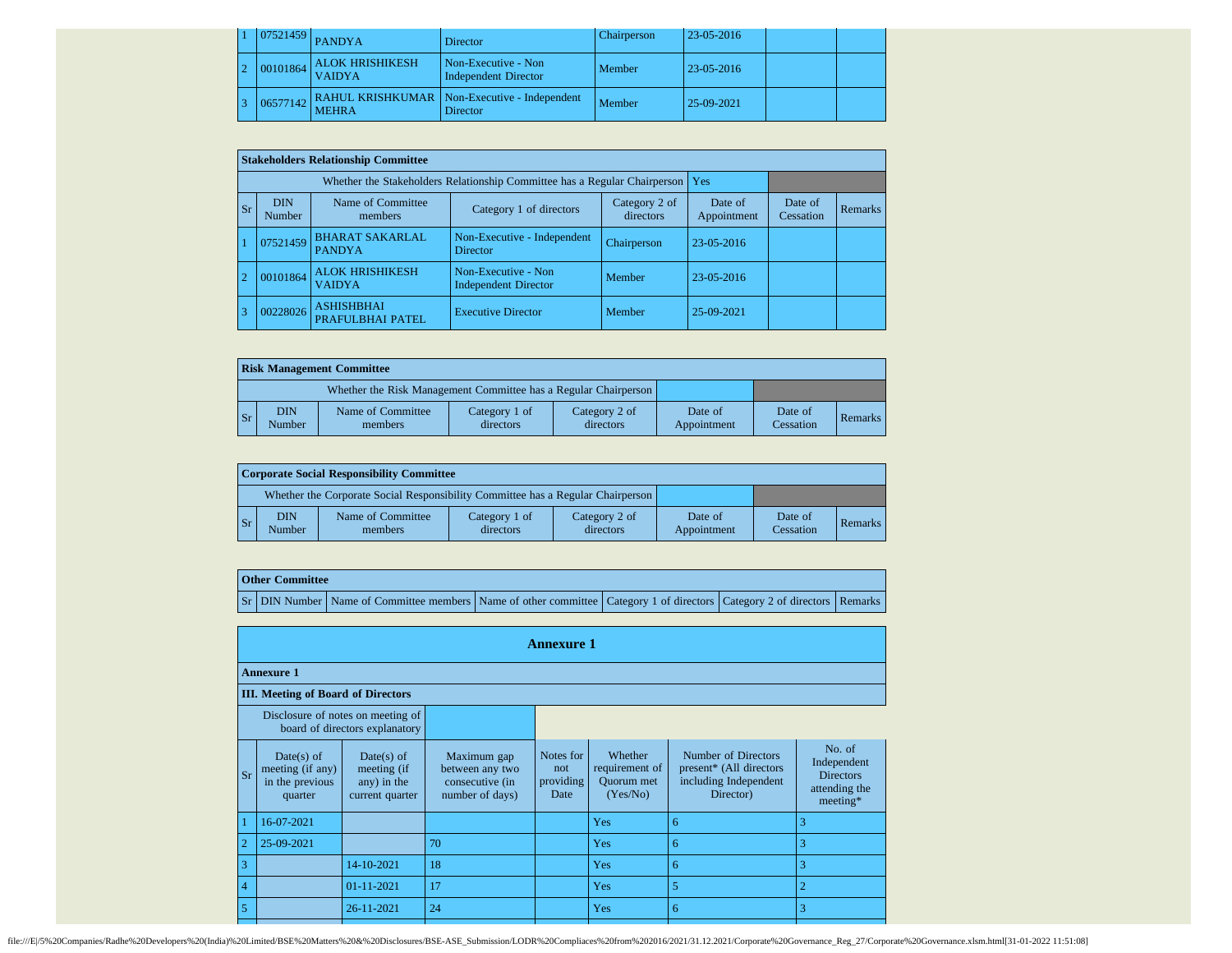| Sr | DIN Number | Name of Committee members | Category 1 of directors | Category 2 of directors | Date of Appointment | Date of Cessation | Remarks |
|---|---|---|---|---|---|---|---|
| 1 | 07521459 | PANDYA | Director | Chairperson | 23-05-2016 | | |
| 2 | 00101864 | ALOK HRISHIKESH VAIDYA | Non-Executive - Non Independent Director | Member | 23-05-2016 | | |
| 3 | 06577142 | RAHUL KRISHKUMAR MEHRA | Non-Executive - Independent Director | Member | 25-09-2021 | | |

**Stakeholders Relationship Committee**

| Whether the Stakeholders Relationship Committee has a Regular Chairperson | | | | | Yes | | |
|---|---|---|---|---|---|---|---|
| **Sr** | **DIN Number** | **Name of Committee members** | **Category 1 of directors** | **Category 2 of directors** | **Date of Appointment** | **Date of Cessation** | **Remarks** |
| 1 | 07521459 | BHARAT SAKARLAL PANDYA | Non-Executive - Independent Director | Chairperson | 23-05-2016 | | |
| 2 | 00101864 | ALOK HRISHIKESH VAIDYA | Non-Executive - Non Independent Director | Member | 23-05-2016 | | |
| 3 | 00228026 | ASHISHBHAI PRAFULBHAI PATEL | Executive Director | Member | 25-09-2021 | | |

**Risk Management Committee**

| Whether the Risk Management Committee has a Regular Chairperson | | | | | | | |
|---|---|---|---|---|---|---|---|
| **Sr** | **DIN Number** | **Name of Committee members** | **Category 1 of directors** | **Category 2 of directors** | **Date of Appointment** | **Date of Cessation** | **Remarks** |

**Corporate Social Responsibility Committee**

| Whether the Corporate Social Responsibility Committee has a Regular Chairperson | | | | | | | |
|---|---|---|---|---|---|---|---|
| **Sr** | **DIN Number** | **Name of Committee members** | **Category 1 of directors** | **Category 2 of directors** | **Date of Appointment** | **Date of Cessation** | **Remarks** |

**Other Committee**

| Sr | DIN Number | Name of Committee members | Name of other committee | Category 1 of directors | Category 2 of directors | Remarks |
|---|---|---|---|---|---|---|

## Annexure 1

**Annexure 1**

**III. Meeting of Board of Directors**

| Disclosure of notes on meeting of board of directors explanatory | |
|---|---|

| Sr | Date(s) of meeting (if any) in the previous quarter | Date(s) of meeting (if any) in the current quarter | Maximum gap between any two consecutive (in number of days) | Notes for not providing Date | Whether requirement of Quorum met (Yes/No) | Number of Directors present* (All directors including Independent Director) | No. of Independent Directors attending the meeting* |
|---|---|---|---|---|---|---|---|
| 1 | 16-07-2021 | | | | Yes | 6 | 3 |
| 2 | 25-09-2021 | | 70 | | Yes | 6 | 3 |
| 3 | | 14-10-2021 | 18 | | Yes | 6 | 3 |
| 4 | | 01-11-2021 | 17 | | Yes | 5 | 2 |
| 5 | | 26-11-2021 | 24 | | Yes | 6 | 3 |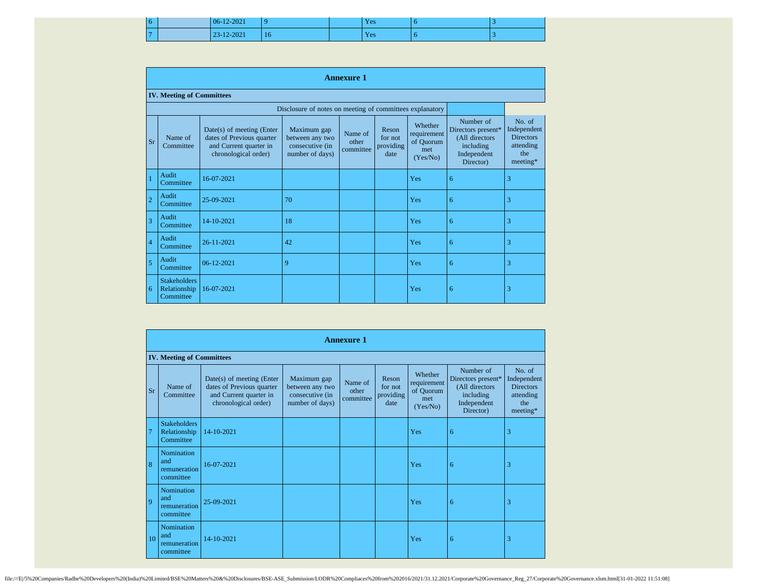| 6 | | 06-12-2021 | 9 | | Yes | 6 | 3 |
|---|---|---|---|---|---|---|---|
| 7 | | 23-12-2021 | 16 | | Yes | 6 | 3 |

## Annexure 1

**IV. Meeting of Committees**

Disclosure of notes on meeting of committees explanatory

| Sr | Name of Committee | Date(s) of meeting (Enter dates of Previous quarter and Current quarter in chronological order) | Maximum gap between any two consecutive (in number of days) | Name of other committee | Reson for not providing date | Whether requirement of Quorum met (Yes/No) | Number of Directors present* (All directors including Independent Director) | No. of Independent Directors attending the meeting* |
|---|---|---|---|---|---|---|---|---|
| 1 | Audit Committee | 16-07-2021 | | | | Yes | 6 | 3 |
| 2 | Audit Committee | 25-09-2021 | 70 | | | Yes | 6 | 3 |
| 3 | Audit Committee | 14-10-2021 | 18 | | | Yes | 6 | 3 |
| 4 | Audit Committee | 26-11-2021 | 42 | | | Yes | 6 | 3 |
| 5 | Audit Committee | 06-12-2021 | 9 | | | Yes | 6 | 3 |
| 6 | Stakeholders Relationship Committee | 16-07-2021 | | | | Yes | 6 | 3 |

## Annexure 1

**IV. Meeting of Committees**

| Sr | Name of Committee | Date(s) of meeting (Enter dates of Previous quarter and Current quarter in chronological order) | Maximum gap between any two consecutive (in number of days) | Name of other committee | Reson for not providing date | Whether requirement of Quorum met (Yes/No) | Number of Directors present* (All directors including Independent Director) | No. of Independent Directors attending the meeting* |
|---|---|---|---|---|---|---|---|---|
| 7 | Stakeholders Relationship Committee | 14-10-2021 | | | | Yes | 6 | 3 |
| 8 | Nomination and remuneration committee | 16-07-2021 | | | | Yes | 6 | 3 |
| 9 | Nomination and remuneration committee | 25-09-2021 | | | | Yes | 6 | 3 |
| 10 | Nomination and remuneration committee | 14-10-2021 | | | | Yes | 6 | 3 |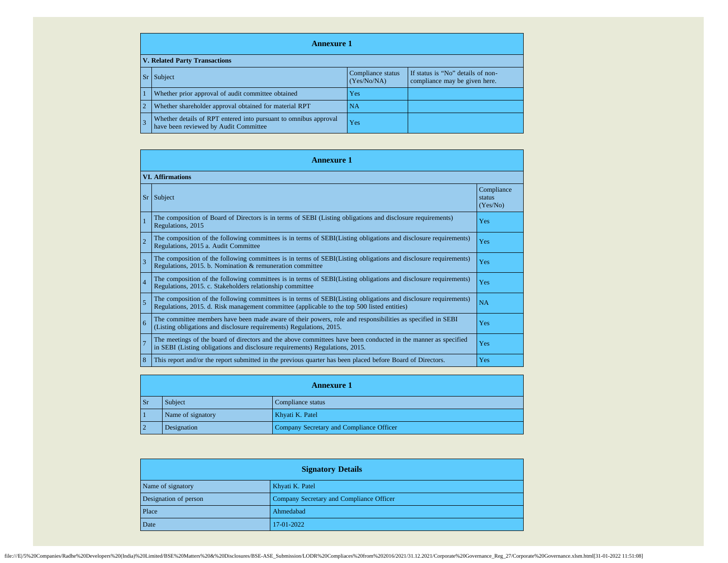## Annexure 1

### V. Related Party Transactions

| Sr | Subject | Compliance status (Yes/No/NA) | If status is "No" details of non-compliance may be given here. |
|---|---|---|---|
| 1 | Whether prior approval of audit committee obtained | Yes | |
| 2 | Whether shareholder approval obtained for material RPT | NA | |
| 3 | Whether details of RPT entered into pursuant to omnibus approval have been reviewed by Audit Committee | Yes | |

## Annexure 1

### VI. Affirmations

| Sr | Subject | Compliance status (Yes/No) |
|---|---|---|
| 1 | The composition of Board of Directors is in terms of SEBI (Listing obligations and disclosure requirements) Regulations, 2015 | Yes |
| 2 | The composition of the following committees is in terms of SEBI(Listing obligations and disclosure requirements) Regulations, 2015 a. Audit Committee | Yes |
| 3 | The composition of the following committees is in terms of SEBI(Listing obligations and disclosure requirements) Regulations, 2015. b. Nomination & remuneration committee | Yes |
| 4 | The composition of the following committees is in terms of SEBI(Listing obligations and disclosure requirements) Regulations, 2015. c. Stakeholders relationship committee | Yes |
| 5 | The composition of the following committees is in terms of SEBI(Listing obligations and disclosure requirements) Regulations, 2015. d. Risk management committee (applicable to the top 500 listed entities) | NA |
| 6 | The committee members have been made aware of their powers, role and responsibilities as specified in SEBI (Listing obligations and disclosure requirements) Regulations, 2015. | Yes |
| 7 | The meetings of the board of directors and the above committees have been conducted in the manner as specified in SEBI (Listing obligations and disclosure requirements) Regulations, 2015. | Yes |
| 8 | This report and/or the report submitted in the previous quarter has been placed before Board of Directors. | Yes |

## Annexure 1

| Sr | Subject | Compliance status |
|---|---|---|
| 1 | Name of signatory | Khyati K. Patel |
| 2 | Designation | Company Secretary and Compliance Officer |

## Signatory Details

| | |
|---|---|
| Name of signatory | Khyati K. Patel |
| Designation of person | Company Secretary and Compliance Officer |
| Place | Ahmedabad |
| Date | 17-01-2022 |